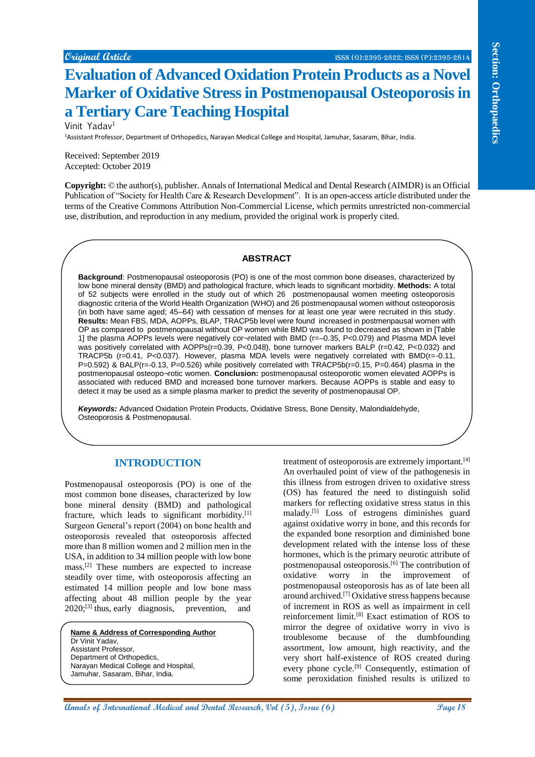Original Article

# Evaluation of Advanced Oxidation Protein Products as a Novel Marker of Oxidative Stress in Postmenopausal Osteoporosis in a Tertiary Care Teaching Hospital

Vinit Yadav[1]

[1]Assistant Professor, Department of Orthopedics, Narayan Medical College and Hospital, Jamuhar, Sasaram, Bihar, India.

Received: September 2019
Accepted: October 2019

**Copyright:** © the author(s), publisher. Annals of International Medical and Dental Research (AIMDR) is an Official Publication of "Society for Health Care & Research Development". It is an open-access article distributed under the terms of the Creative Commons Attribution Non-Commercial License, which permits unrestricted non-commercial use, distribution, and reproduction in any medium, provided the original work is properly cited.

## ABSTRACT

**Background**: Postmenopausal osteoporosis (PO) is one of the most common bone diseases, characterized by low bone mineral density (BMD) and pathological fracture, which leads to significant morbidity. **Methods:** A total of 52 subjects were enrolled in the study out of which 26 postmenopausal women meeting osteoporosis diagnostic criteria of the World Health Organization (WHO) and 26 postmenopausal women without osteoporosis (in both have same aged; 45–64) with cessation of menses for at least one year were recruited in this study. **Results:** Mean FBS, MDA, AOPPs, BLAP, TRACP5b level were found increased in postmenpausal women with OP as compared to postmenopausal without OP women while BMD was found to decreased as shown in [Table 1] the plasma AOPPs levels were negatively cor¬related with BMD (r=–0.35, P<0.079) and Plasma MDA level was positively correlated with AOPPs(r=0.39, P<0.048), bone turnover markers BALP (r=0.42, P<0.032) and TRACP5b (r=0.41, P<0.037). However, plasma MDA levels were negatively correlated with BMD(r=-0.11, P=0.592) & BALP(r=-0.13, P=0.526) while positively correlated with TRACP5b(r=0.15, P=0.464) plasma in the postmenopausal osteopo¬rotic women. **Conclusion:** postmenopausal osteoporotic women elevated AOPPs is associated with reduced BMD and increased bone turnover markers. Because AOPPs is stable and easy to detect it may be used as a simple plasma marker to predict the severity of postmenopausal OP.

***Keywords:*** Advanced Oxidation Protein Products, Oxidative Stress, Bone Density, Malondialdehyde, Osteoporosis & Postmenopausal.

## INTRODUCTION

Postmenopausal osteoporosis (PO) is one of the most common bone diseases, characterized by low bone mineral density (BMD) and pathological fracture, which leads to significant morbidity.[1] Surgeon General's report (2004) on bone health and osteoporosis revealed that osteoporosis affected more than 8 million women and 2 million men in the USA, in addition to 34 million people with low bone mass.[2] These numbers are expected to increase steadily over time, with osteoporosis affecting an estimated 14 million people and low bone mass affecting about 48 million people by the year 2020;[3] thus, early diagnosis, prevention, and treatment of osteoporosis are extremely important.[4] An overhauled point of view of the pathogenesis in this illness from estrogen driven to oxidative stress (OS) has featured the need to distinguish solid markers for reflecting oxidative stress status in this malady.[5] Loss of estrogens diminishes guard against oxidative worry in bone, and this records for the expanded bone resorption and diminished bone development related with the intense loss of these hormones, which is the primary neurotic attribute of postmenopausal osteoporosis.[6] The contribution of oxidative worry in the improvement of postmenopausal osteoporosis has as of late been all around archived.[7] Oxidative stress happens because of increment in ROS as well as impairment in cell reinforcement limit.[8] Exact estimation of ROS to mirror the degree of oxidative worry in vivo is troublesome because of the dumbfounding assortment, low amount, high reactivity, and the very short half-existence of ROS created during every phone cycle.[9] Consequently, estimation of some peroxidation finished results is utilized to

**Name & Address of Corresponding Author**
Dr Vinit Yadav,
Assistant Professor,
Department of Orthopedics,
Narayan Medical College and Hospital,
Jamuhar, Sasaram, Bihar, India.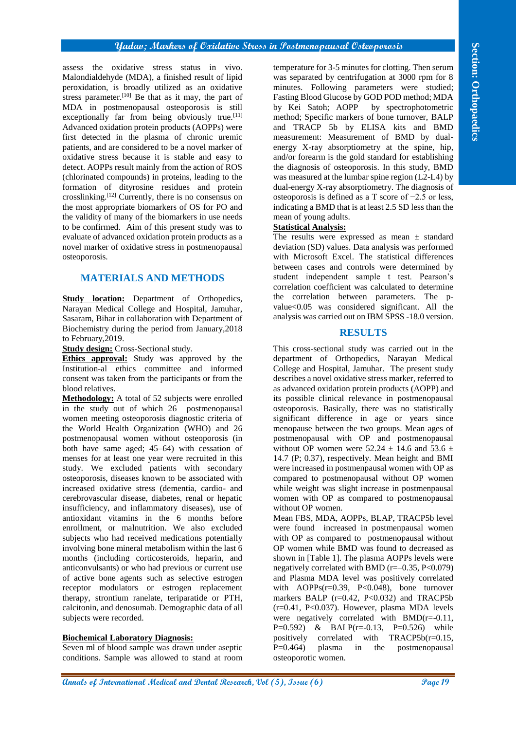assess the oxidative stress status in vivo. Malondialdehyde (MDA), a finished result of lipid peroxidation, is broadly utilized as an oxidative stress parameter.[10] Be that as it may, the part of MDA in postmenopausal osteoporosis is still exceptionally far from being obviously true.[11] Advanced oxidation protein products (AOPPs) were first detected in the plasma of chronic uremic patients, and are considered to be a novel marker of oxidative stress because it is stable and easy to detect. AOPPs result mainly from the action of ROS (chlorinated compounds) in proteins, leading to the formation of dityrosine residues and protein crosslinking.[12] Currently, there is no consensus on the most appropriate biomarkers of OS for PO and the validity of many of the biomarkers in use needs to be confirmed. Aim of this present study was to evaluate of advanced oxidation protein products as a novel marker of oxidative stress in postmenopausal osteoporosis.

## MATERIALS AND METHODS

**Study location:** Department of Orthopedics, Narayan Medical College and Hospital, Jamuhar, Sasaram, Bihar in collaboration with Department of Biochemistry during the period from January,2018 to February,2019.

**Study design:** Cross-Sectional study.

**Ethics approval:** Study was approved by the Institution-al ethics committee and informed consent was taken from the participants or from the blood relatives.

**Methodology:** A total of 52 subjects were enrolled in the study out of which 26 postmenopausal women meeting osteoporosis diagnostic criteria of the World Health Organization (WHO) and 26 postmenopausal women without osteoporosis (in both have same aged; 45–64) with cessation of menses for at least one year were recruited in this study. We excluded patients with secondary osteoporosis, diseases known to be associated with increased oxidative stress (dementia, cardio- and cerebrovascular disease, diabetes, renal or hepatic insufficiency, and inflammatory diseases), use of antioxidant vitamins in the 6 months before enrollment, or malnutrition. We also excluded subjects who had received medications potentially involving bone mineral metabolism within the last 6 months (including corticosteroids, heparin, and anticonvulsants) or who had previous or current use of active bone agents such as selective estrogen receptor modulators or estrogen replacement therapy, strontium ranelate, teriparatide or PTH, calcitonin, and denosumab. Demographic data of all subjects were recorded.

**Biochemical Laboratory Diagnosis:**

Seven ml of blood sample was drawn under aseptic conditions. Sample was allowed to stand at room temperature for 3-5 minutes for clotting. Then serum was separated by centrifugation at 3000 rpm for 8 minutes. Following parameters were studied; Fasting Blood Glucose by GOD POD method; MDA by Kei Satoh; AOPP by spectrophotometric method; Specific markers of bone turnover, BALP and TRACP 5b by ELISA kits and BMD measurement: Measurement of BMD by dual-energy X-ray absorptiometry at the spine, hip, and/or forearm is the gold standard for establishing the diagnosis of osteoporosis. In this study, BMD was measured at the lumbar spine region (L2-L4) by dual-energy X-ray absorptiometry. The diagnosis of osteoporosis is defined as a T score of −2.5 or less, indicating a BMD that is at least 2.5 SD less than the mean of young adults.

**Statistical Analysis:**

The results were expressed as mean ± standard deviation (SD) values. Data analysis was performed with Microsoft Excel. The statistical differences between cases and controls were determined by student independent sample t test. Pearson's correlation coefficient was calculated to determine the correlation between parameters. The p-value<0.05 was considered significant. All the analysis was carried out on IBM SPSS -18.0 version.

## RESULTS

This cross-sectional study was carried out in the department of Orthopedics, Narayan Medical College and Hospital, Jamuhar. The present study describes a novel oxidative stress marker, referred to as advanced oxidation protein products (AOPP) and its possible clinical relevance in postmenopausal osteoporosis. Basically, there was no statistically significant difference in age or years since menopause between the two groups. Mean ages of postmenopausal with OP and postmenopausal without OP women were 52.24 ± 14.6 and 53.6 ± 14.7 (P; 0.37), respectively. Mean height and BMI were increased in postmenpausal women with OP as compared to postmenopausal without OP women while weight was slight increase in postmenpausal women with OP as compared to postmenopausal without OP women.

Mean FBS, MDA, AOPPs, BLAP, TRACP5b level were found increased in postmenpausal women with OP as compared to postmenopausal without OP women while BMD was found to decreased as shown in [Table 1]. The plasma AOPPs levels were negatively correlated with BMD (r=–0.35, P<0.079) and Plasma MDA level was positively correlated with AOPPs(r=0.39, P<0.048), bone turnover markers BALP (r=0.42, P<0.032) and TRACP5b (r=0.41, P<0.037). However, plasma MDA levels were negatively correlated with BMD(r=-0.11, P=0.592) & BALP(r=-0.13, P=0.526) while positively correlated with TRACP5b(r=0.15, P=0.464) plasma in the postmenopausal osteoporotic women.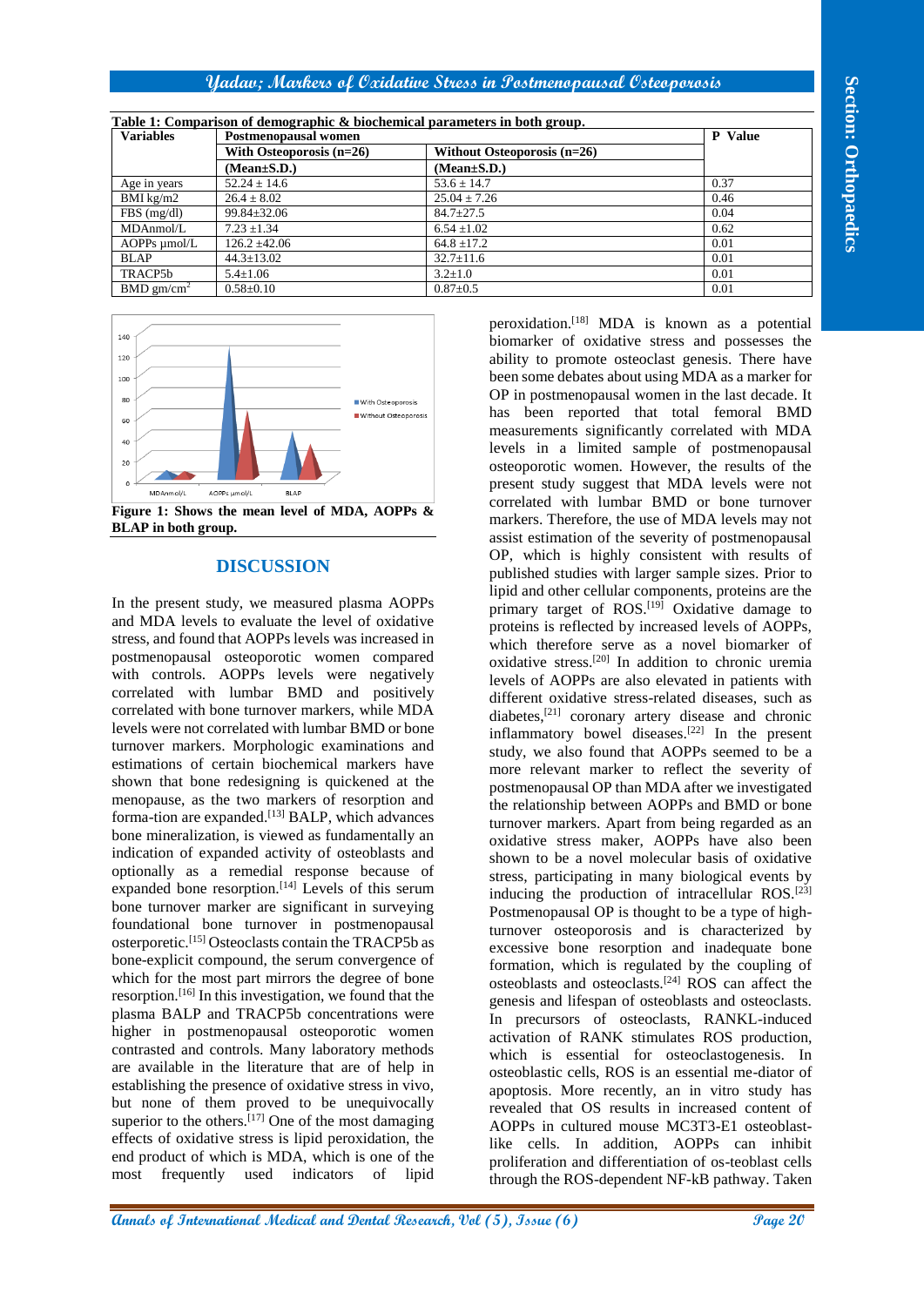**Table 1: Comparison of demographic & biochemical parameters in both group.**

| Variables | Postmenopausal women | | P Value |
|---|---|---|---|
| | With Osteoporosis (n=26) | Without Osteoporosis (n=26) | |
| | (Mean±S.D.) | (Mean±S.D.) | |
| Age in years | 52.24 ± 14.6 | 53.6 ± 14.7 | 0.37 |
| BMI kg/m2 | 26.4 ± 8.02 | 25.04 ± 7.26 | 0.46 |
| FBS (mg/dl) | 99.84±32.06 | 84.7±27.5 | 0.04 |
| MDAnmol/L | 7.23 ±1.34 | 6.54 ±1.02 | 0.62 |
| AOPPs µmol/L | 126.2 ±42.06 | 64.8 ±17.2 | 0.01 |
| BLAP | 44.3±13.02 | 32.7±11.6 | 0.01 |
| TRACP5b | 5.4±1.06 | 3.2±1.0 | 0.01 |
| BMD gm/cm$^2$ | 0.58±0.10 | 0.87±0.5 | 0.01 |

**Figure 1: Shows the mean level of MDA, AOPPs & BLAP in both group.**

## DISCUSSION

In the present study, we measured plasma AOPPs and MDA levels to evaluate the level of oxidative stress, and found that AOPPs levels was increased in postmenopausal osteoporotic women compared with controls. AOPPs levels were negatively correlated with lumbar BMD and positively correlated with bone turnover markers, while MDA levels were not correlated with lumbar BMD or bone turnover markers. Morphologic examinations and estimations of certain biochemical markers have shown that bone redesigning is quickened at the menopause, as the two markers of resorption and forma-tion are expanded.[13] BALP, which advances bone mineralization, is viewed as fundamentally an indication of expanded activity of osteoblasts and optionally as a remedial response because of expanded bone resorption.[14] Levels of this serum bone turnover marker are significant in surveying foundational bone turnover in postmenopausal osterporetic.[15] Osteoclasts contain the TRACP5b as bone-explicit compound, the serum convergence of which for the most part mirrors the degree of bone resorption.[16] In this investigation, we found that the plasma BALP and TRACP5b concentrations were higher in postmenopausal osteoporotic women contrasted and controls. Many laboratory methods are available in the literature that are of help in establishing the presence of oxidative stress in vivo, but none of them proved to be unequivocally superior to the others.[17] One of the most damaging effects of oxidative stress is lipid peroxidation, the end product of which is MDA, which is one of the most frequently used indicators of lipid peroxidation.[18] MDA is known as a potential biomarker of oxidative stress and possesses the ability to promote osteoclast genesis. There have been some debates about using MDA as a marker for OP in postmenopausal women in the last decade. It has been reported that total femoral BMD measurements significantly correlated with MDA levels in a limited sample of postmenopausal osteoporotic women. However, the results of the present study suggest that MDA levels were not correlated with lumbar BMD or bone turnover markers. Therefore, the use of MDA levels may not assist estimation of the severity of postmenopausal OP, which is highly consistent with results of published studies with larger sample sizes. Prior to lipid and other cellular components, proteins are the primary target of ROS.[19] Oxidative damage to proteins is reflected by increased levels of AOPPs, which therefore serve as a novel biomarker of oxidative stress.[20] In addition to chronic uremia levels of AOPPs are also elevated in patients with different oxidative stress-related diseases, such as diabetes,[21] coronary artery disease and chronic inflammatory bowel diseases.[22] In the present study, we also found that AOPPs seemed to be a more relevant marker to reflect the severity of postmenopausal OP than MDA after we investigated the relationship between AOPPs and BMD or bone turnover markers. Apart from being regarded as an oxidative stress maker, AOPPs have also been shown to be a novel molecular basis of oxidative stress, participating in many biological events by inducing the production of intracellular ROS.[23] Postmenopausal OP is thought to be a type of high-turnover osteoporosis and is characterized by excessive bone resorption and inadequate bone formation, which is regulated by the coupling of osteoblasts and osteoclasts.[24] ROS can affect the genesis and lifespan of osteoblasts and osteoclasts. In precursors of osteoclasts, RANKL-induced activation of RANK stimulates ROS production, which is essential for osteoclastogenesis. In osteoblastic cells, ROS is an essential me-diator of apoptosis. More recently, an in vitro study has revealed that OS results in increased content of AOPPs in cultured mouse MC3T3-E1 osteoblast-like cells. In addition, AOPPs can inhibit proliferation and differentiation of os-teoblast cells through the ROS-dependent NF-kB pathway. Taken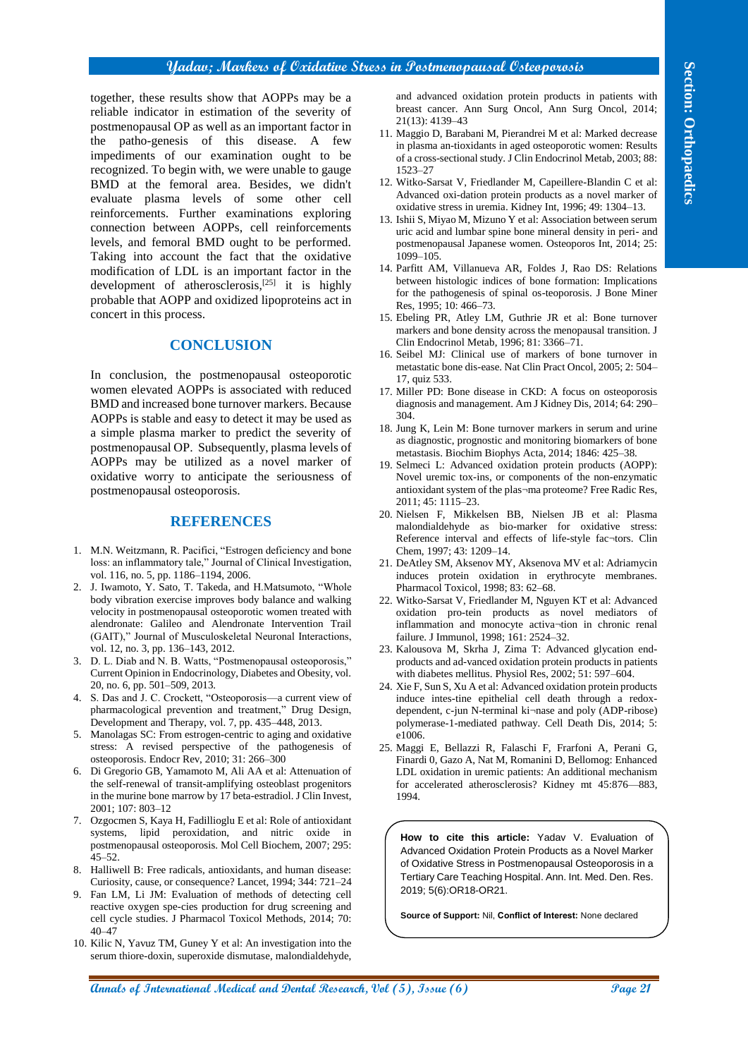together, these results show that AOPPs may be a reliable indicator in estimation of the severity of postmenopausal OP as well as an important factor in the patho-genesis of this disease. A few impediments of our examination ought to be recognized. To begin with, we were unable to gauge BMD at the femoral area. Besides, we didn't evaluate plasma levels of some other cell reinforcements. Further examinations exploring connection between AOPPs, cell reinforcements levels, and femoral BMD ought to be performed. Taking into account the fact that the oxidative modification of LDL is an important factor in the development of atherosclerosis,[25] it is highly probable that AOPP and oxidized lipoproteins act in concert in this process.

## CONCLUSION

In conclusion, the postmenopausal osteoporotic women elevated AOPPs is associated with reduced BMD and increased bone turnover markers. Because AOPPs is stable and easy to detect it may be used as a simple plasma marker to predict the severity of postmenopausal OP. Subsequently, plasma levels of AOPPs may be utilized as a novel marker of oxidative worry to anticipate the seriousness of postmenopausal osteoporosis.

## REFERENCES

1. M.N. Weitzmann, R. Pacifici, "Estrogen deficiency and bone loss: an inflammatory tale," Journal of Clinical Investigation, vol. 116, no. 5, pp. 1186–1194, 2006.
2. J. Iwamoto, Y. Sato, T. Takeda, and H.Matsumoto, "Whole body vibration exercise improves body balance and walking velocity in postmenopausal osteoporotic women treated with alendronate: Galileo and Alendronate Intervention Trail (GAIT)," Journal of Musculoskeletal Neuronal Interactions, vol. 12, no. 3, pp. 136–143, 2012.
3. D. L. Diab and N. B. Watts, "Postmenopausal osteoporosis," Current Opinion in Endocrinology, Diabetes and Obesity, vol. 20, no. 6, pp. 501–509, 2013.
4. S. Das and J. C. Crockett, "Osteoporosis—a current view of pharmacological prevention and treatment," Drug Design, Development and Therapy, vol. 7, pp. 435–448, 2013.
5. Manolagas SC: From estrogen-centric to aging and oxidative stress: A revised perspective of the pathogenesis of osteoporosis. Endocr Rev, 2010; 31: 266–300
6. Di Gregorio GB, Yamamoto M, Ali AA et al: Attenuation of the self-renewal of transit-amplifying osteoblast progenitors in the murine bone marrow by 17 beta-estradiol. J Clin Invest, 2001; 107: 803–12
7. Ozgocmen S, Kaya H, Fadillioglu E et al: Role of antioxidant systems, lipid peroxidation, and nitric oxide in postmenopausal osteoporosis. Mol Cell Biochem, 2007; 295: 45–52.
8. Halliwell B: Free radicals, antioxidants, and human disease: Curiosity, cause, or consequence? Lancet, 1994; 344: 721–24
9. Fan LM, Li JM: Evaluation of methods of detecting cell reactive oxygen spe-cies production for drug screening and cell cycle studies. J Pharmacol Toxicol Methods, 2014; 70: 40–47
10. Kilic N, Yavuz TM, Guney Y et al: An investigation into the serum thiore-doxin, superoxide dismutase, malondialdehyde, and advanced oxidation protein products in patients with breast cancer. Ann Surg Oncol, Ann Surg Oncol, 2014; 21(13): 4139–43
11. Maggio D, Barabani M, Pierandrei M et al: Marked decrease in plasma an-tioxidants in aged osteoporotic women: Results of a cross-sectional study. J Clin Endocrinol Metab, 2003; 88: 1523–27
12. Witko-Sarsat V, Friedlander M, Capeillere-Blandin C et al: Advanced oxi-dation protein products as a novel marker of oxidative stress in uremia. Kidney Int, 1996; 49: 1304–13.
13. Ishii S, Miyao M, Mizuno Y et al: Association between serum uric acid and lumbar spine bone mineral density in peri- and postmenopausal Japanese women. Osteoporos Int, 2014; 25: 1099–105.
14. Parfitt AM, Villanueva AR, Foldes J, Rao DS: Relations between histologic indices of bone formation: Implications for the pathogenesis of spinal os-teoporosis. J Bone Miner Res, 1995; 10: 466–73.
15. Ebeling PR, Atley LM, Guthrie JR et al: Bone turnover markers and bone density across the menopausal transition. J Clin Endocrinol Metab, 1996; 81: 3366–71.
16. Seibel MJ: Clinical use of markers of bone turnover in metastatic bone dis-ease. Nat Clin Pract Oncol, 2005; 2: 504–17, quiz 533.
17. Miller PD: Bone disease in CKD: A focus on osteoporosis diagnosis and management. Am J Kidney Dis, 2014; 64: 290–304.
18. Jung K, Lein M: Bone turnover markers in serum and urine as diagnostic, prognostic and monitoring biomarkers of bone metastasis. Biochim Biophys Acta, 2014; 1846: 425–38.
19. Selmeci L: Advanced oxidation protein products (AOPP): Novel uremic tox-ins, or components of the non-enzymatic antioxidant system of the plas¬ma proteome? Free Radic Res, 2011; 45: 1115–23.
20. Nielsen F, Mikkelsen BB, Nielsen JB et al: Plasma malondialdehyde as bio-marker for oxidative stress: Reference interval and effects of life-style fac¬tors. Clin Chem, 1997; 43: 1209–14.
21. DeAtley SM, Aksenov MY, Aksenova MV et al: Adriamycin induces protein oxidation in erythrocyte membranes. Pharmacol Toxicol, 1998; 83: 62–68.
22. Witko-Sarsat V, Friedlander M, Nguyen KT et al: Advanced oxidation pro-tein products as novel mediators of inflammation and monocyte activa¬tion in chronic renal failure. J Immunol, 1998; 161: 2524–32.
23. Kalousova M, Skrha J, Zima T: Advanced glycation end-products and ad-vanced oxidation protein products in patients with diabetes mellitus. Physiol Res, 2002; 51: 597–604.
24. Xie F, Sun S, Xu A et al: Advanced oxidation protein products induce intes-tine epithelial cell death through a redox-dependent, c-jun N-terminal ki¬nase and poly (ADP-ribose) polymerase-1-mediated pathway. Cell Death Dis, 2014; 5: e1006.
25. Maggi E, Bellazzi R, Falaschi F, Frarfoni A, Perani G, Finardi 0, Gazo A, Nat M, Romanini D, Bellomog: Enhanced LDL oxidation in uremic patients: An additional mechanism for accelerated atherosclerosis? Kidney mt 45:876—883, 1994.

**How to cite this article:** Yadav V. Evaluation of Advanced Oxidation Protein Products as a Novel Marker of Oxidative Stress in Postmenopausal Osteoporosis in a Tertiary Care Teaching Hospital. Ann. Int. Med. Den. Res. 2019; 5(6):OR18-OR21.

**Source of Support:** Nil, **Conflict of Interest:** None declared